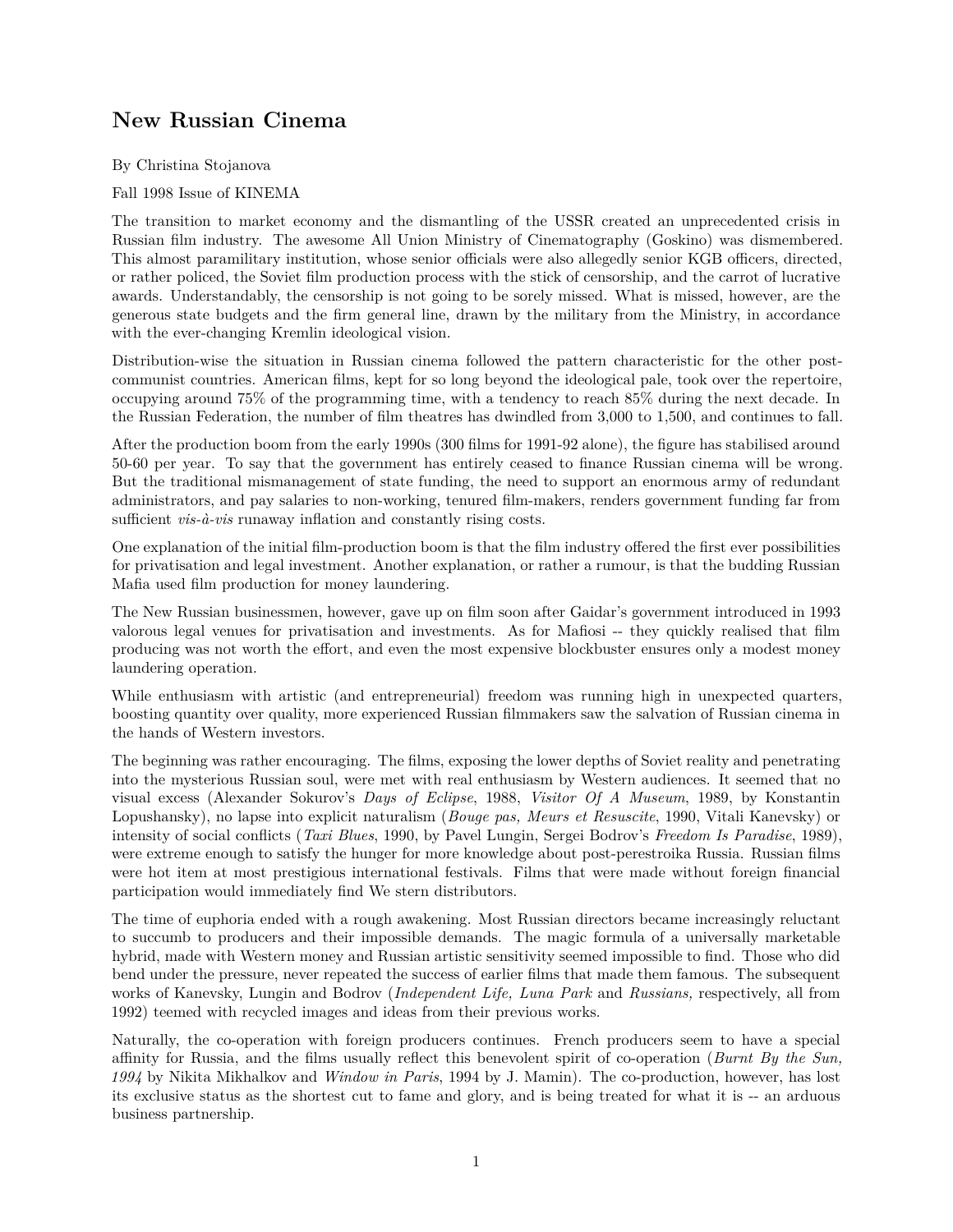# New Russian Cinema

By Christina Stojanova

Fall 1998 Issue of KINEMA

The transition to market economy and the dismantling of the USSR created an unprecedented crisis in Russian film industry. The awesome All Union Ministry of Cinematography (Goskino) was dismembered. This almost paramilitary institution, whose senior officials were also allegedly senior KGB officers, directed, or rather policed, the Soviet film production process with the stick of censorship, and the carrot of lucrative awards. Understandably, the censorship is not going to be sorely missed. What is missed, however, are the generous state budgets and the firm general line, drawn by the military from the Ministry, in accordance with the ever-changing Kremlin ideological vision.

Distribution-wise the situation in Russian cinema followed the pattern characteristic for the other post-communist countries. American films, kept for so long beyond the ideological pale, took over the repertoire, occupying around 75% of the programming time, with a tendency to reach 85% during the next decade. In the Russian Federation, the number of film theatres has dwindled from 3,000 to 1,500, and continues to fall.

After the production boom from the early 1990s (300 films for 1991-92 alone), the figure has stabilised around 50-60 per year. To say that the government has entirely ceased to finance Russian cinema will be wrong. But the traditional mismanagement of state funding, the need to support an enormous army of redundant administrators, and pay salaries to non-working, tenured film-makers, renders government funding far from sufficient *vis-à-vis* runaway inflation and constantly rising costs.

One explanation of the initial film-production boom is that the film industry offered the first ever possibilities for privatisation and legal investment. Another explanation, or rather a rumour, is that the budding Russian Mafia used film production for money laundering.

The New Russian businessmen, however, gave up on film soon after Gaidar's government introduced in 1993 valorous legal venues for privatisation and investments. As for Mafiosi -- they quickly realised that film producing was not worth the effort, and even the most expensive blockbuster ensures only a modest money laundering operation.

While enthusiasm with artistic (and entrepreneurial) freedom was running high in unexpected quarters, boosting quantity over quality, more experienced Russian filmmakers saw the salvation of Russian cinema in the hands of Western investors.

The beginning was rather encouraging. The films, exposing the lower depths of Soviet reality and penetrating into the mysterious Russian soul, were met with real enthusiasm by Western audiences. It seemed that no visual excess (Alexander Sokurov's *Days of Eclipse*, 1988, *Visitor Of A Museum*, 1989, by Konstantin Lopushansky), no lapse into explicit naturalism (*Bouge pas, Meurs et Resuscite*, 1990, Vitali Kanevsky) or intensity of social conflicts (*Taxi Blues*, 1990, by Pavel Lungin, Sergei Bodrov's *Freedom Is Paradise*, 1989), were extreme enough to satisfy the hunger for more knowledge about post-perestroika Russia. Russian films were hot item at most prestigious international festivals. Films that were made without foreign financial participation would immediately find We stern distributors.

The time of euphoria ended with a rough awakening. Most Russian directors became increasingly reluctant to succumb to producers and their impossible demands. The magic formula of a universally marketable hybrid, made with Western money and Russian artistic sensitivity seemed impossible to find. Those who did bend under the pressure, never repeated the success of earlier films that made them famous. The subsequent works of Kanevsky, Lungin and Bodrov (*Independent Life, Luna Park* and *Russians,* respectively, all from 1992) teemed with recycled images and ideas from their previous works.

Naturally, the co-operation with foreign producers continues. French producers seem to have a special affinity for Russia, and the films usually reflect this benevolent spirit of co-operation (*Burnt By the Sun, 1994* by Nikita Mikhalkov and *Window in Paris*, 1994 by J. Mamin). The co-production, however, has lost its exclusive status as the shortest cut to fame and glory, and is being treated for what it is -- an arduous business partnership.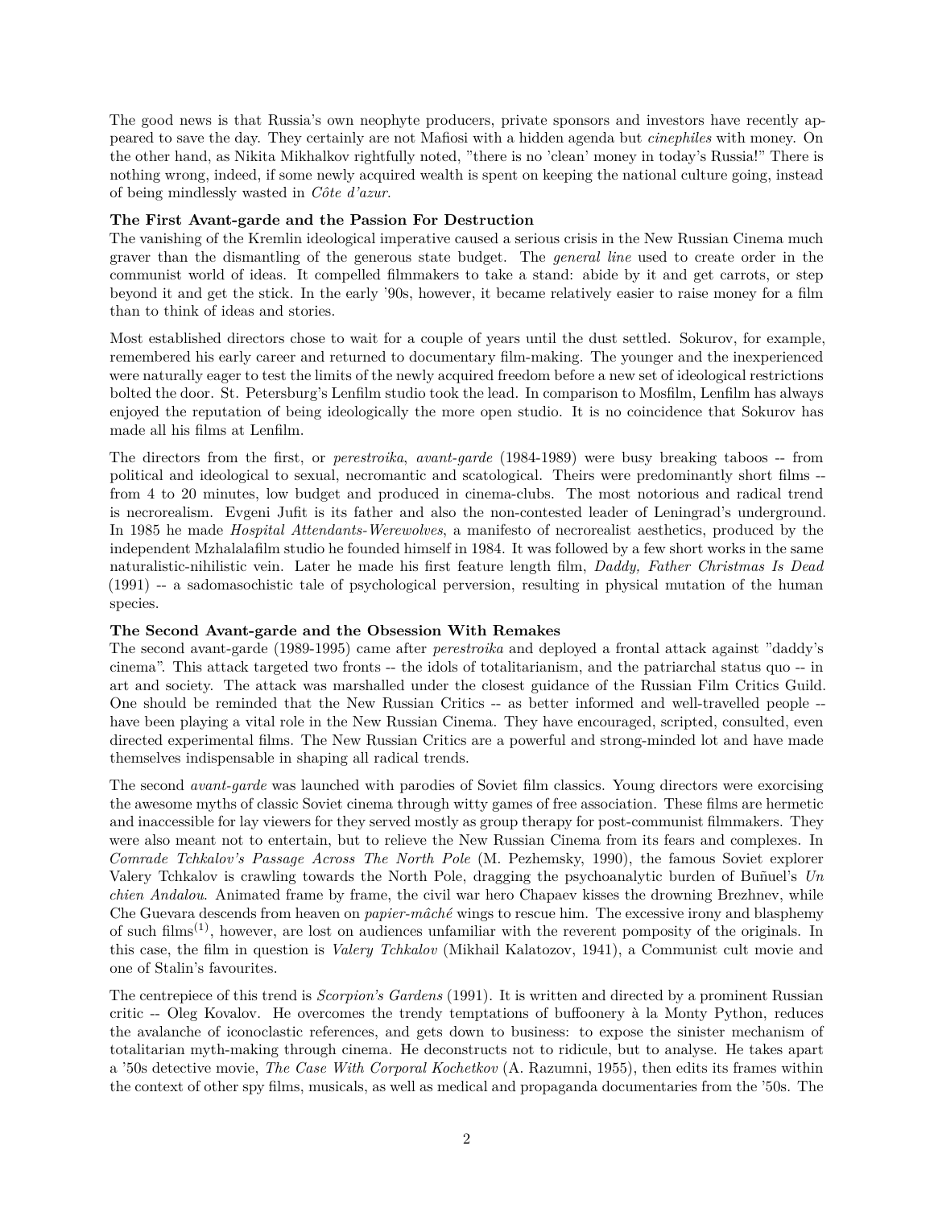The good news is that Russia's own neophyte producers, private sponsors and investors have recently appeared to save the day. They certainly are not Mafiosi with a hidden agenda but *cinephiles* with money. On the other hand, as Nikita Mikhalkov rightfully noted, "there is no 'clean' money in today's Russia!" There is nothing wrong, indeed, if some newly acquired wealth is spent on keeping the national culture going, instead of being mindlessly wasted in *Côte d'azur*.

**The First Avant-garde and the Passion For Destruction**

The vanishing of the Kremlin ideological imperative caused a serious crisis in the New Russian Cinema much graver than the dismantling of the generous state budget. The *general line* used to create order in the communist world of ideas. It compelled filmmakers to take a stand: abide by it and get carrots, or step beyond it and get the stick. In the early '90s, however, it became relatively easier to raise money for a film than to think of ideas and stories.

Most established directors chose to wait for a couple of years until the dust settled. Sokurov, for example, remembered his early career and returned to documentary film-making. The younger and the inexperienced were naturally eager to test the limits of the newly acquired freedom before a new set of ideological restrictions bolted the door. St. Petersburg's Lenfilm studio took the lead. In comparison to Mosfilm, Lenfilm has always enjoyed the reputation of being ideologically the more open studio. It is no coincidence that Sokurov has made all his films at Lenfilm.

The directors from the first, or *perestroika*, *avant-garde* (1984-1989) were busy breaking taboos -- from political and ideological to sexual, necromantic and scatological. Theirs were predominantly short films -- from 4 to 20 minutes, low budget and produced in cinema-clubs. The most notorious and radical trend is necrorealism. Evgeni Jufit is its father and also the non-contested leader of Leningrad's underground. In 1985 he made *Hospital Attendants-Werewolves*, a manifesto of necrorealist aesthetics, produced by the independent Mzhalalafilm studio he founded himself in 1984. It was followed by a few short works in the same naturalistic-nihilistic vein. Later he made his first feature length film, *Daddy, Father Christmas Is Dead* (1991) -- a sadomasochistic tale of psychological perversion, resulting in physical mutation of the human species.

**The Second Avant-garde and the Obsession With Remakes**

The second avant-garde (1989-1995) came after *perestroika* and deployed a frontal attack against "daddy's cinema". This attack targeted two fronts -- the idols of totalitarianism, and the patriarchal status quo -- in art and society. The attack was marshalled under the closest guidance of the Russian Film Critics Guild. One should be reminded that the New Russian Critics -- as better informed and well-travelled people -- have been playing a vital role in the New Russian Cinema. They have encouraged, scripted, consulted, even directed experimental films. The New Russian Critics are a powerful and strong-minded lot and have made themselves indispensable in shaping all radical trends.

The second *avant-garde* was launched with parodies of Soviet film classics. Young directors were exorcising the awesome myths of classic Soviet cinema through witty games of free association. These films are hermetic and inaccessible for lay viewers for they served mostly as group therapy for post-communist filmmakers. They were also meant not to entertain, but to relieve the New Russian Cinema from its fears and complexes. In *Comrade Tchkalov's Passage Across The North Pole* (M. Pezhemsky, 1990), the famous Soviet explorer Valery Tchkalov is crawling towards the North Pole, dragging the psychoanalytic burden of Buñuel's *Un chien Andalou*. Animated frame by frame, the civil war hero Chapaev kisses the drowning Brezhnev, while Che Guevara descends from heaven on *papier-mâché* wings to rescue him. The excessive irony and blasphemy of such films(1), however, are lost on audiences unfamiliar with the reverent pomposity of the originals. In this case, the film in question is *Valery Tchkalov* (Mikhail Kalatozov, 1941), a Communist cult movie and one of Stalin's favourites.

The centrepiece of this trend is *Scorpion's Gardens* (1991). It is written and directed by a prominent Russian critic -- Oleg Kovalov. He overcomes the trendy temptations of buffoonery à la Monty Python, reduces the avalanche of iconoclastic references, and gets down to business: to expose the sinister mechanism of totalitarian myth-making through cinema. He deconstructs not to ridicule, but to analyse. He takes apart a '50s detective movie, *The Case With Corporal Kochetkov* (A. Razumni, 1955), then edits its frames within the context of other spy films, musicals, as well as medical and propaganda documentaries from the '50s. The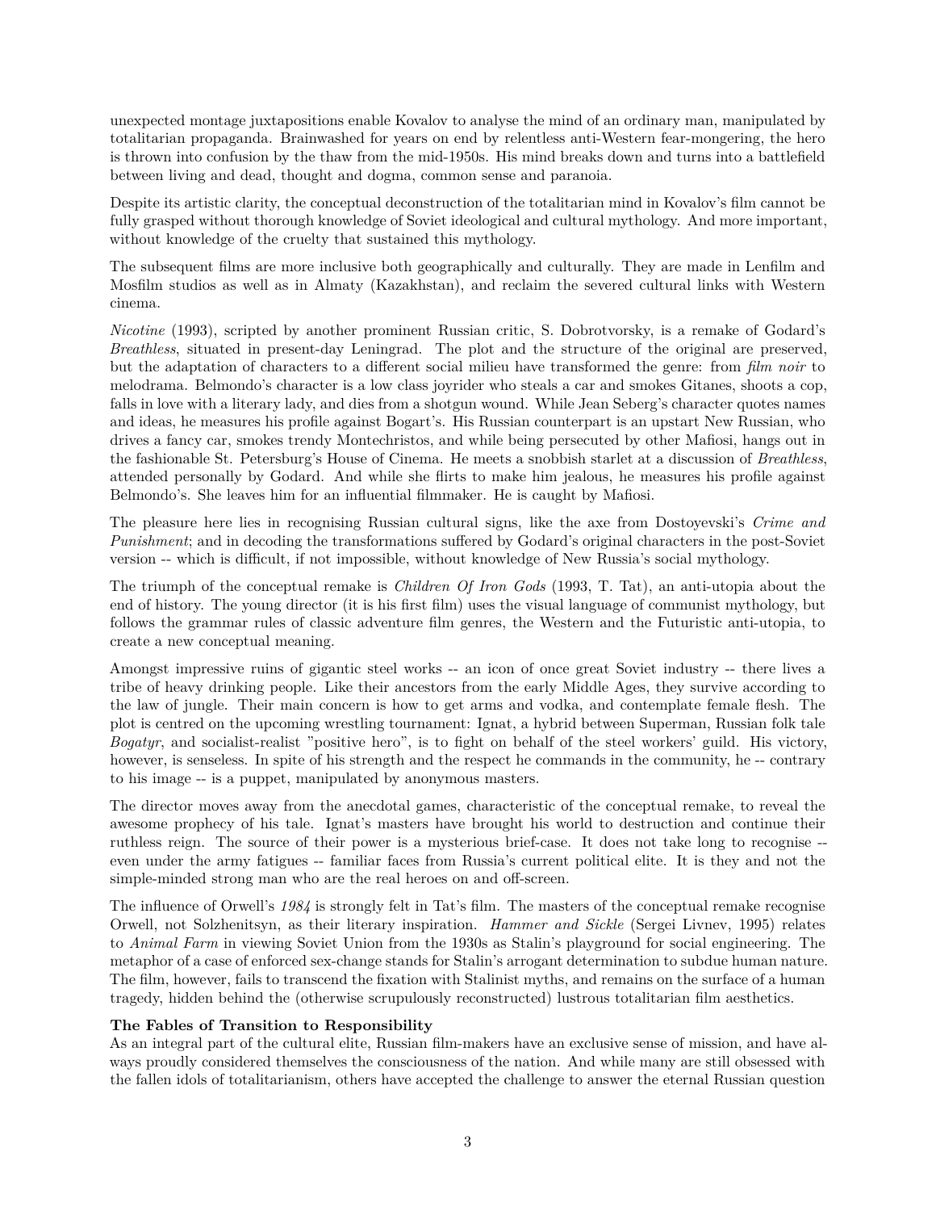unexpected montage juxtapositions enable Kovalov to analyse the mind of an ordinary man, manipulated by totalitarian propaganda. Brainwashed for years on end by relentless anti-Western fear-mongering, the hero is thrown into confusion by the thaw from the mid-1950s. His mind breaks down and turns into a battlefield between living and dead, thought and dogma, common sense and paranoia.

Despite its artistic clarity, the conceptual deconstruction of the totalitarian mind in Kovalov's film cannot be fully grasped without thorough knowledge of Soviet ideological and cultural mythology. And more important, without knowledge of the cruelty that sustained this mythology.

The subsequent films are more inclusive both geographically and culturally. They are made in Lenfilm and Mosfilm studios as well as in Almaty (Kazakhstan), and reclaim the severed cultural links with Western cinema.

*Nicotine* (1993), scripted by another prominent Russian critic, S. Dobrotvorsky, is a remake of Godard's *Breathless*, situated in present-day Leningrad. The plot and the structure of the original are preserved, but the adaptation of characters to a different social milieu have transformed the genre: from *film noir* to melodrama. Belmondo's character is a low class joyrider who steals a car and smokes Gitanes, shoots a cop, falls in love with a literary lady, and dies from a shotgun wound. While Jean Seberg's character quotes names and ideas, he measures his profile against Bogart's. His Russian counterpart is an upstart New Russian, who drives a fancy car, smokes trendy Montechristos, and while being persecuted by other Mafiosi, hangs out in the fashionable St. Petersburg's House of Cinema. He meets a snobbish starlet at a discussion of *Breathless*, attended personally by Godard. And while she flirts to make him jealous, he measures his profile against Belmondo's. She leaves him for an influential filmmaker. He is caught by Mafiosi.

The pleasure here lies in recognising Russian cultural signs, like the axe from Dostoyevski's *Crime and Punishment*; and in decoding the transformations suffered by Godard's original characters in the post-Soviet version -- which is difficult, if not impossible, without knowledge of New Russia's social mythology.

The triumph of the conceptual remake is *Children Of Iron Gods* (1993, T. Tat), an anti-utopia about the end of history. The young director (it is his first film) uses the visual language of communist mythology, but follows the grammar rules of classic adventure film genres, the Western and the Futuristic anti-utopia, to create a new conceptual meaning.

Amongst impressive ruins of gigantic steel works -- an icon of once great Soviet industry -- there lives a tribe of heavy drinking people. Like their ancestors from the early Middle Ages, they survive according to the law of jungle. Their main concern is how to get arms and vodka, and contemplate female flesh. The plot is centred on the upcoming wrestling tournament: Ignat, a hybrid between Superman, Russian folk tale *Bogatyr*, and socialist-realist "positive hero", is to fight on behalf of the steel workers' guild. His victory, however, is senseless. In spite of his strength and the respect he commands in the community, he -- contrary to his image -- is a puppet, manipulated by anonymous masters.

The director moves away from the anecdotal games, characteristic of the conceptual remake, to reveal the awesome prophecy of his tale. Ignat's masters have brought his world to destruction and continue their ruthless reign. The source of their power is a mysterious brief-case. It does not take long to recognise -- even under the army fatigues -- familiar faces from Russia's current political elite. It is they and not the simple-minded strong man who are the real heroes on and off-screen.

The influence of Orwell's *1984* is strongly felt in Tat's film. The masters of the conceptual remake recognise Orwell, not Solzhenitsyn, as their literary inspiration. *Hammer and Sickle* (Sergei Livnev, 1995) relates to *Animal Farm* in viewing Soviet Union from the 1930s as Stalin's playground for social engineering. The metaphor of a case of enforced sex-change stands for Stalin's arrogant determination to subdue human nature. The film, however, fails to transcend the fixation with Stalinist myths, and remains on the surface of a human tragedy, hidden behind the (otherwise scrupulously reconstructed) lustrous totalitarian film aesthetics.

**The Fables of Transition to Responsibility**

As an integral part of the cultural elite, Russian film-makers have an exclusive sense of mission, and have always proudly considered themselves the consciousness of the nation. And while many are still obsessed with the fallen idols of totalitarianism, others have accepted the challenge to answer the eternal Russian question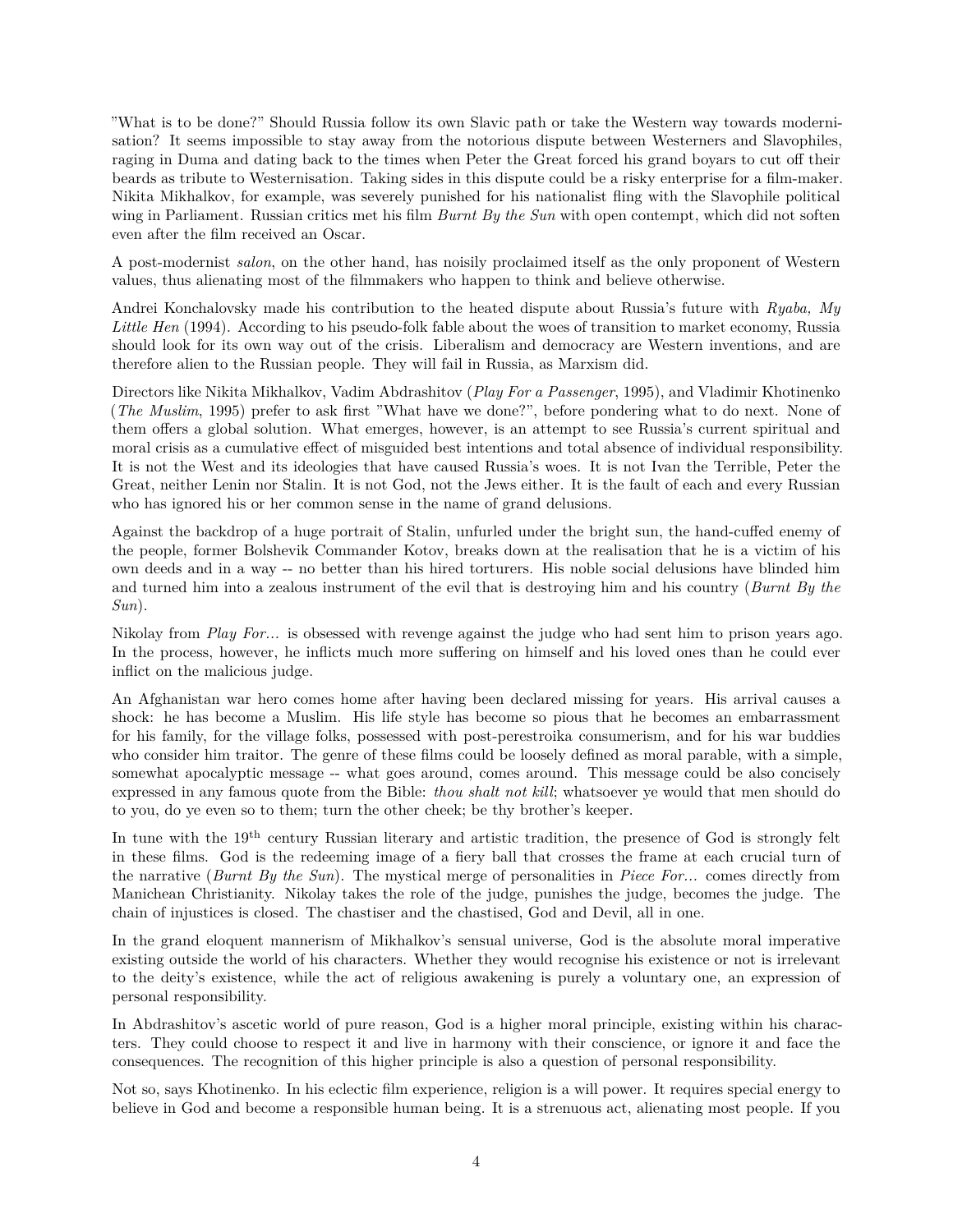"What is to be done?" Should Russia follow its own Slavic path or take the Western way towards modernisation? It seems impossible to stay away from the notorious dispute between Westerners and Slavophiles, raging in Duma and dating back to the times when Peter the Great forced his grand boyars to cut off their beards as tribute to Westernisation. Taking sides in this dispute could be a risky enterprise for a film-maker. Nikita Mikhalkov, for example, was severely punished for his nationalist fling with the Slavophile political wing in Parliament. Russian critics met his film *Burnt By the Sun* with open contempt, which did not soften even after the film received an Oscar.

A post-modernist *salon*, on the other hand, has noisily proclaimed itself as the only proponent of Western values, thus alienating most of the filmmakers who happen to think and believe otherwise.

Andrei Konchalovsky made his contribution to the heated dispute about Russia's future with *Ryaba, My Little Hen* (1994). According to his pseudo-folk fable about the woes of transition to market economy, Russia should look for its own way out of the crisis. Liberalism and democracy are Western inventions, and are therefore alien to the Russian people. They will fail in Russia, as Marxism did.

Directors like Nikita Mikhalkov, Vadim Abdrashitov (*Play For a Passenger*, 1995), and Vladimir Khotinenko (*The Muslim*, 1995) prefer to ask first "What have we done?", before pondering what to do next. None of them offers a global solution. What emerges, however, is an attempt to see Russia's current spiritual and moral crisis as a cumulative effect of misguided best intentions and total absence of individual responsibility. It is not the West and its ideologies that have caused Russia's woes. It is not Ivan the Terrible, Peter the Great, neither Lenin nor Stalin. It is not God, not the Jews either. It is the fault of each and every Russian who has ignored his or her common sense in the name of grand delusions.

Against the backdrop of a huge portrait of Stalin, unfurled under the bright sun, the hand-cuffed enemy of the people, former Bolshevik Commander Kotov, breaks down at the realisation that he is a victim of his own deeds and in a way -- no better than his hired torturers. His noble social delusions have blinded him and turned him into a zealous instrument of the evil that is destroying him and his country (*Burnt By the Sun*).

Nikolay from *Play For...* is obsessed with revenge against the judge who had sent him to prison years ago. In the process, however, he inflicts much more suffering on himself and his loved ones than he could ever inflict on the malicious judge.

An Afghanistan war hero comes home after having been declared missing for years. His arrival causes a shock: he has become a Muslim. His life style has become so pious that he becomes an embarrassment for his family, for the village folks, possessed with post-perestroika consumerism, and for his war buddies who consider him traitor. The genre of these films could be loosely defined as moral parable, with a simple, somewhat apocalyptic message -- what goes around, comes around. This message could be also concisely expressed in any famous quote from the Bible: *thou shalt not kill*; whatsoever ye would that men should do to you, do ye even so to them; turn the other cheek; be thy brother's keeper.

In tune with the 19th century Russian literary and artistic tradition, the presence of God is strongly felt in these films. God is the redeeming image of a fiery ball that crosses the frame at each crucial turn of the narrative (*Burnt By the Sun*). The mystical merge of personalities in *Piece For...* comes directly from Manichean Christianity. Nikolay takes the role of the judge, punishes the judge, becomes the judge. The chain of injustices is closed. The chastiser and the chastised, God and Devil, all in one.

In the grand eloquent mannerism of Mikhalkov's sensual universe, God is the absolute moral imperative existing outside the world of his characters. Whether they would recognise his existence or not is irrelevant to the deity's existence, while the act of religious awakening is purely a voluntary one, an expression of personal responsibility.

In Abdrashitov's ascetic world of pure reason, God is a higher moral principle, existing within his characters. They could choose to respect it and live in harmony with their conscience, or ignore it and face the consequences. The recognition of this higher principle is also a question of personal responsibility.

Not so, says Khotinenko. In his eclectic film experience, religion is a will power. It requires special energy to believe in God and become a responsible human being. It is a strenuous act, alienating most people. If you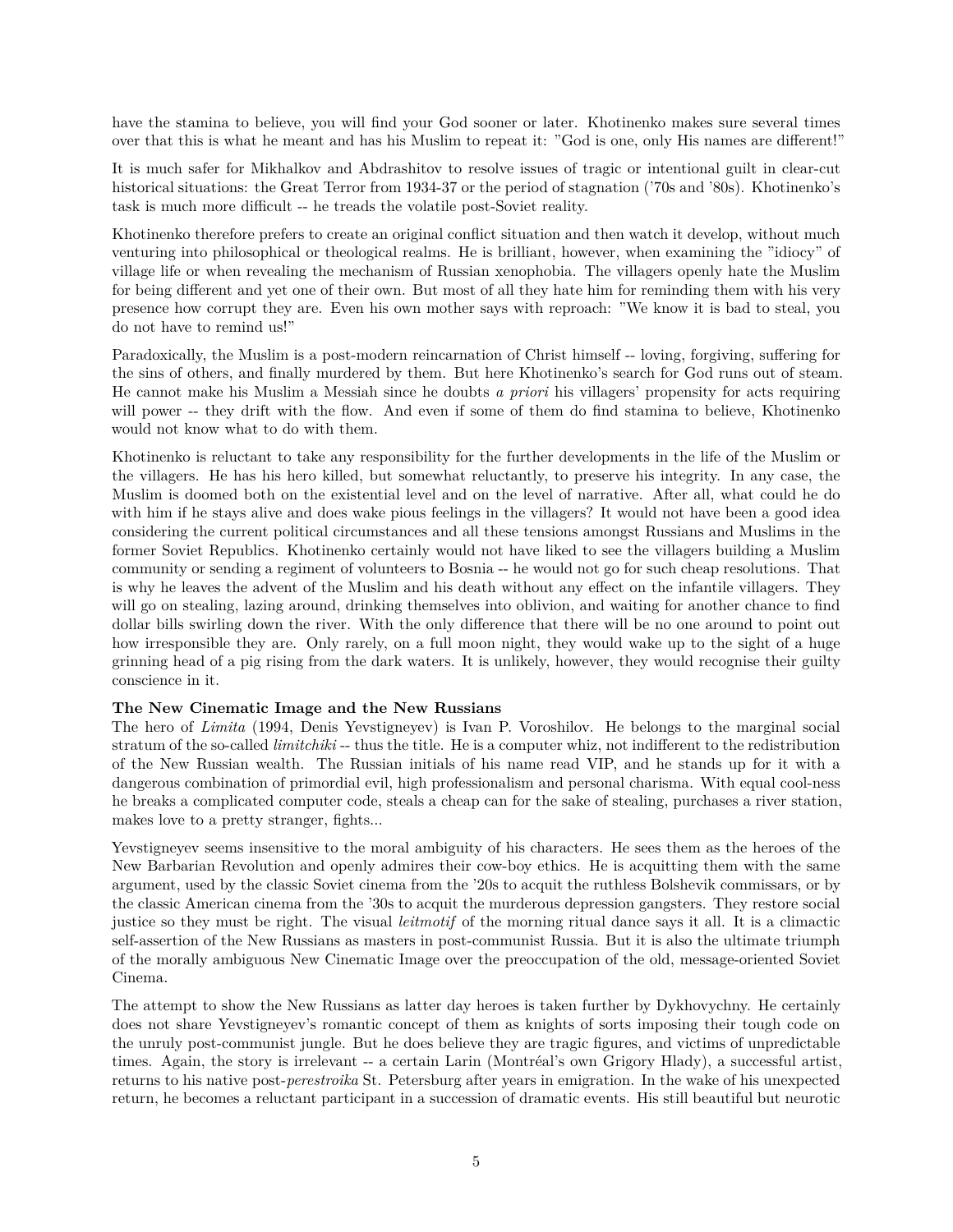have the stamina to believe, you will find your God sooner or later. Khotinenko makes sure several times over that this is what he meant and has his Muslim to repeat it: "God is one, only His names are different!"

It is much safer for Mikhalkov and Abdrashitov to resolve issues of tragic or intentional guilt in clear-cut historical situations: the Great Terror from 1934-37 or the period of stagnation ('70s and '80s). Khotinenko's task is much more difficult -- he treads the volatile post-Soviet reality.

Khotinenko therefore prefers to create an original conflict situation and then watch it develop, without much venturing into philosophical or theological realms. He is brilliant, however, when examining the "idiocy" of village life or when revealing the mechanism of Russian xenophobia. The villagers openly hate the Muslim for being different and yet one of their own. But most of all they hate him for reminding them with his very presence how corrupt they are. Even his own mother says with reproach: "We know it is bad to steal, you do not have to remind us!"

Paradoxically, the Muslim is a post-modern reincarnation of Christ himself -- loving, forgiving, suffering for the sins of others, and finally murdered by them. But here Khotinenko's search for God runs out of steam. He cannot make his Muslim a Messiah since he doubts *a priori* his villagers' propensity for acts requiring will power -- they drift with the flow. And even if some of them do find stamina to believe, Khotinenko would not know what to do with them.

Khotinenko is reluctant to take any responsibility for the further developments in the life of the Muslim or the villagers. He has his hero killed, but somewhat reluctantly, to preserve his integrity. In any case, the Muslim is doomed both on the existential level and on the level of narrative. After all, what could he do with him if he stays alive and does wake pious feelings in the villagers? It would not have been a good idea considering the current political circumstances and all these tensions amongst Russians and Muslims in the former Soviet Republics. Khotinenko certainly would not have liked to see the villagers building a Muslim community or sending a regiment of volunteers to Bosnia -- he would not go for such cheap resolutions. That is why he leaves the advent of the Muslim and his death without any effect on the infantile villagers. They will go on stealing, lazing around, drinking themselves into oblivion, and waiting for another chance to find dollar bills swirling down the river. With the only difference that there will be no one around to point out how irresponsible they are. Only rarely, on a full moon night, they would wake up to the sight of a huge grinning head of a pig rising from the dark waters. It is unlikely, however, they would recognise their guilty conscience in it.

**The New Cinematic Image and the New Russians**

The hero of *Limita* (1994, Denis Yevstigneyev) is Ivan P. Voroshilov. He belongs to the marginal social stratum of the so-called *limitchiki* -- thus the title. He is a computer whiz, not indifferent to the redistribution of the New Russian wealth. The Russian initials of his name read VIP, and he stands up for it with a dangerous combination of primordial evil, high professionalism and personal charisma. With equal cool-ness he breaks a complicated computer code, steals a cheap can for the sake of stealing, purchases a river station, makes love to a pretty stranger, fights...

Yevstigneyev seems insensitive to the moral ambiguity of his characters. He sees them as the heroes of the New Barbarian Revolution and openly admires their cow-boy ethics. He is acquitting them with the same argument, used by the classic Soviet cinema from the '20s to acquit the ruthless Bolshevik commissars, or by the classic American cinema from the '30s to acquit the murderous depression gangsters. They restore social justice so they must be right. The visual *leitmotif* of the morning ritual dance says it all. It is a climactic self-assertion of the New Russians as masters in post-communist Russia. But it is also the ultimate triumph of the morally ambiguous New Cinematic Image over the preoccupation of the old, message-oriented Soviet Cinema.

The attempt to show the New Russians as latter day heroes is taken further by Dykhovychny. He certainly does not share Yevstigneyev's romantic concept of them as knights of sorts imposing their tough code on the unruly post-communist jungle. But he does believe they are tragic figures, and victims of unpredictable times. Again, the story is irrelevant -- a certain Larin (Montréal's own Grigory Hlady), a successful artist, returns to his native post-*perestroika* St. Petersburg after years in emigration. In the wake of his unexpected return, he becomes a reluctant participant in a succession of dramatic events. His still beautiful but neurotic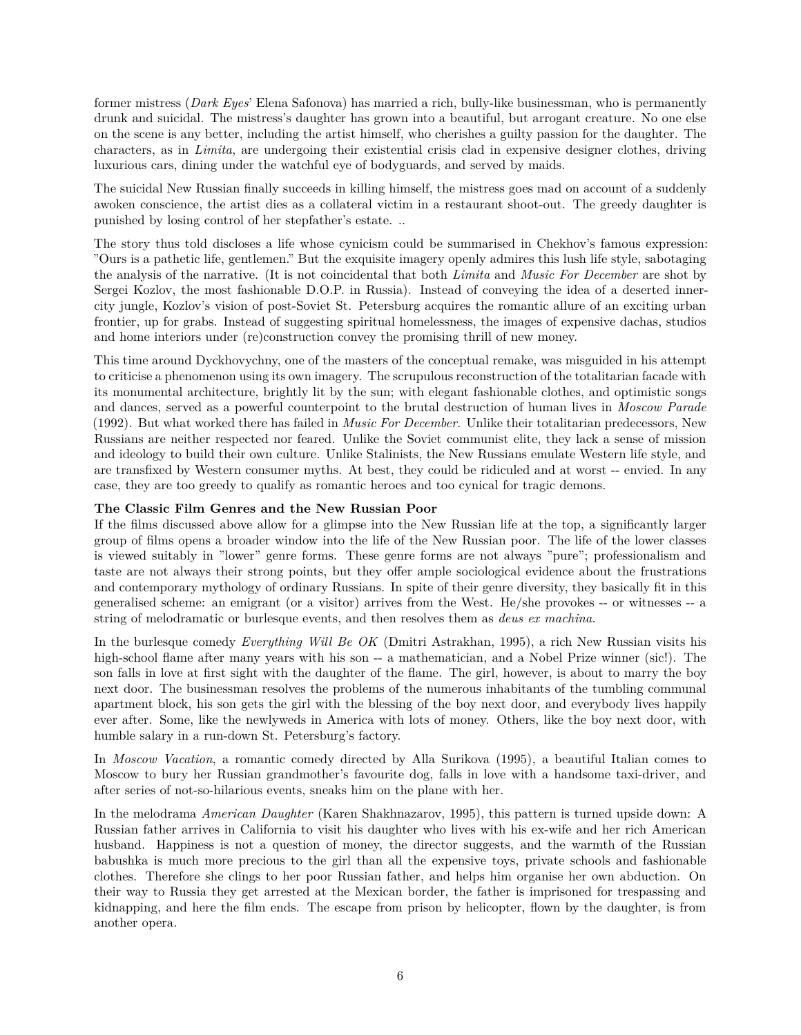former mistress (*Dark Eyes*' Elena Safonova) has married a rich, bully-like businessman, who is permanently drunk and suicidal. The mistress's daughter has grown into a beautiful, but arrogant creature. No one else on the scene is any better, including the artist himself, who cherishes a guilty passion for the daughter. The characters, as in *Limita*, are undergoing their existential crisis clad in expensive designer clothes, driving luxurious cars, dining under the watchful eye of bodyguards, and served by maids.

The suicidal New Russian finally succeeds in killing himself, the mistress goes mad on account of a suddenly awoken conscience, the artist dies as a collateral victim in a restaurant shoot-out. The greedy daughter is punished by losing control of her stepfather's estate. ..

The story thus told discloses a life whose cynicism could be summarised in Chekhov's famous expression: "Ours is a pathetic life, gentlemen." But the exquisite imagery openly admires this lush life style, sabotaging the analysis of the narrative. (It is not coincidental that both *Limita* and *Music For December* are shot by Sergei Kozlov, the most fashionable D.O.P. in Russia). Instead of conveying the idea of a deserted inner-city jungle, Kozlov's vision of post-Soviet St. Petersburg acquires the romantic allure of an exciting urban frontier, up for grabs. Instead of suggesting spiritual homelessness, the images of expensive dachas, studios and home interiors under (re)construction convey the promising thrill of new money.

This time around Dyckhovychny, one of the masters of the conceptual remake, was misguided in his attempt to criticise a phenomenon using its own imagery. The scrupulous reconstruction of the totalitarian facade with its monumental architecture, brightly lit by the sun; with elegant fashionable clothes, and optimistic songs and dances, served as a powerful counterpoint to the brutal destruction of human lives in *Moscow Parade* (1992). But what worked there has failed in *Music For December*. Unlike their totalitarian predecessors, New Russians are neither respected nor feared. Unlike the Soviet communist elite, they lack a sense of mission and ideology to build their own culture. Unlike Stalinists, the New Russians emulate Western life style, and are transfixed by Western consumer myths. At best, they could be ridiculed and at worst -- envied. In any case, they are too greedy to qualify as romantic heroes and too cynical for tragic demons.

**The Classic Film Genres and the New Russian Poor**

If the films discussed above allow for a glimpse into the New Russian life at the top, a significantly larger group of films opens a broader window into the life of the New Russian poor. The life of the lower classes is viewed suitably in "lower" genre forms. These genre forms are not always "pure"; professionalism and taste are not always their strong points, but they offer ample sociological evidence about the frustrations and contemporary mythology of ordinary Russians. In spite of their genre diversity, they basically fit in this generalised scheme: an emigrant (or a visitor) arrives from the West. He/she provokes -- or witnesses -- a string of melodramatic or burlesque events, and then resolves them as *deus ex machina*.

In the burlesque comedy *Everything Will Be OK* (Dmitri Astrakhan, 1995), a rich New Russian visits his high-school flame after many years with his son -- a mathematician, and a Nobel Prize winner (sic!). The son falls in love at first sight with the daughter of the flame. The girl, however, is about to marry the boy next door. The businessman resolves the problems of the numerous inhabitants of the tumbling communal apartment block, his son gets the girl with the blessing of the boy next door, and everybody lives happily ever after. Some, like the newlyweds in America with lots of money. Others, like the boy next door, with humble salary in a run-down St. Petersburg's factory.

In *Moscow Vacation*, a romantic comedy directed by Alla Surikova (1995), a beautiful Italian comes to Moscow to bury her Russian grandmother's favourite dog, falls in love with a handsome taxi-driver, and after series of not-so-hilarious events, sneaks him on the plane with her.

In the melodrama *American Daughter* (Karen Shakhnazarov, 1995), this pattern is turned upside down: A Russian father arrives in California to visit his daughter who lives with his ex-wife and her rich American husband. Happiness is not a question of money, the director suggests, and the warmth of the Russian babushka is much more precious to the girl than all the expensive toys, private schools and fashionable clothes. Therefore she clings to her poor Russian father, and helps him organise her own abduction. On their way to Russia they get arrested at the Mexican border, the father is imprisoned for trespassing and kidnapping, and here the film ends. The escape from prison by helicopter, flown by the daughter, is from another opera.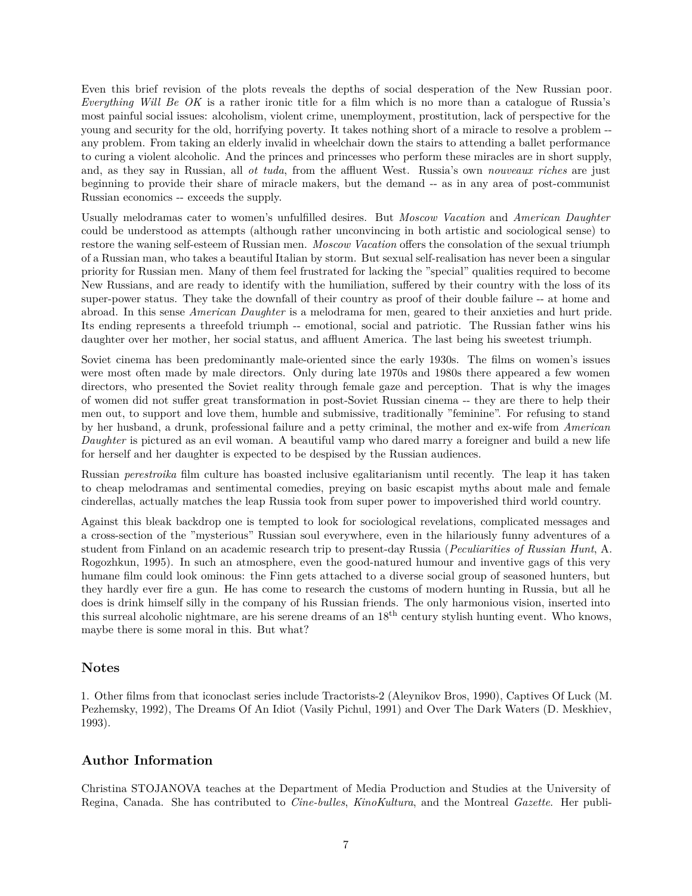Even this brief revision of the plots reveals the depths of social desperation of the New Russian poor. *Everything Will Be OK* is a rather ironic title for a film which is no more than a catalogue of Russia's most painful social issues: alcoholism, violent crime, unemployment, prostitution, lack of perspective for the young and security for the old, horrifying poverty. It takes nothing short of a miracle to resolve a problem -- any problem. From taking an elderly invalid in wheelchair down the stairs to attending a ballet performance to curing a violent alcoholic. And the princes and princesses who perform these miracles are in short supply, and, as they say in Russian, all *ot tuda*, from the affluent West. Russia's own *nouveaux riches* are just beginning to provide their share of miracle makers, but the demand -- as in any area of post-communist Russian economics -- exceeds the supply.

Usually melodramas cater to women's unfulfilled desires. But *Moscow Vacation* and *American Daughter* could be understood as attempts (although rather unconvincing in both artistic and sociological sense) to restore the waning self-esteem of Russian men. *Moscow Vacation* offers the consolation of the sexual triumph of a Russian man, who takes a beautiful Italian by storm. But sexual self-realisation has never been a singular priority for Russian men. Many of them feel frustrated for lacking the "special" qualities required to become New Russians, and are ready to identify with the humiliation, suffered by their country with the loss of its super-power status. They take the downfall of their country as proof of their double failure -- at home and abroad. In this sense *American Daughter* is a melodrama for men, geared to their anxieties and hurt pride. Its ending represents a threefold triumph -- emotional, social and patriotic. The Russian father wins his daughter over her mother, her social status, and affluent America. The last being his sweetest triumph.

Soviet cinema has been predominantly male-oriented since the early 1930s. The films on women's issues were most often made by male directors. Only during late 1970s and 1980s there appeared a few women directors, who presented the Soviet reality through female gaze and perception. That is why the images of women did not suffer great transformation in post-Soviet Russian cinema -- they are there to help their men out, to support and love them, humble and submissive, traditionally "feminine". For refusing to stand by her husband, a drunk, professional failure and a petty criminal, the mother and ex-wife from *American Daughter* is pictured as an evil woman. A beautiful vamp who dared marry a foreigner and build a new life for herself and her daughter is expected to be despised by the Russian audiences.

Russian *perestroika* film culture has boasted inclusive egalitarianism until recently. The leap it has taken to cheap melodramas and sentimental comedies, preying on basic escapist myths about male and female cinderellas, actually matches the leap Russia took from super power to impoverished third world country.

Against this bleak backdrop one is tempted to look for sociological revelations, complicated messages and a cross-section of the "mysterious" Russian soul everywhere, even in the hilariously funny adventures of a student from Finland on an academic research trip to present-day Russia (*Peculiarities of Russian Hunt*, A. Rogozhkun, 1995). In such an atmosphere, even the good-natured humour and inventive gags of this very humane film could look ominous: the Finn gets attached to a diverse social group of seasoned hunters, but they hardly ever fire a gun. He has come to research the customs of modern hunting in Russia, but all he does is drink himself silly in the company of his Russian friends. The only harmonious vision, inserted into this surreal alcoholic nightmare, are his serene dreams of an 18th century stylish hunting event. Who knows, maybe there is some moral in this. But what?

## Notes

1. Other films from that iconoclast series include Tractorists-2 (Aleynikov Bros, 1990), Captives Of Luck (M. Pezhemsky, 1992), The Dreams Of An Idiot (Vasily Pichul, 1991) and Over The Dark Waters (D. Meskhiev, 1993).

## Author Information

Christina STOJANOVA teaches at the Department of Media Production and Studies at the University of Regina, Canada. She has contributed to *Cine-bulles*, *KinoKultura*, and the Montreal *Gazette*. Her publi-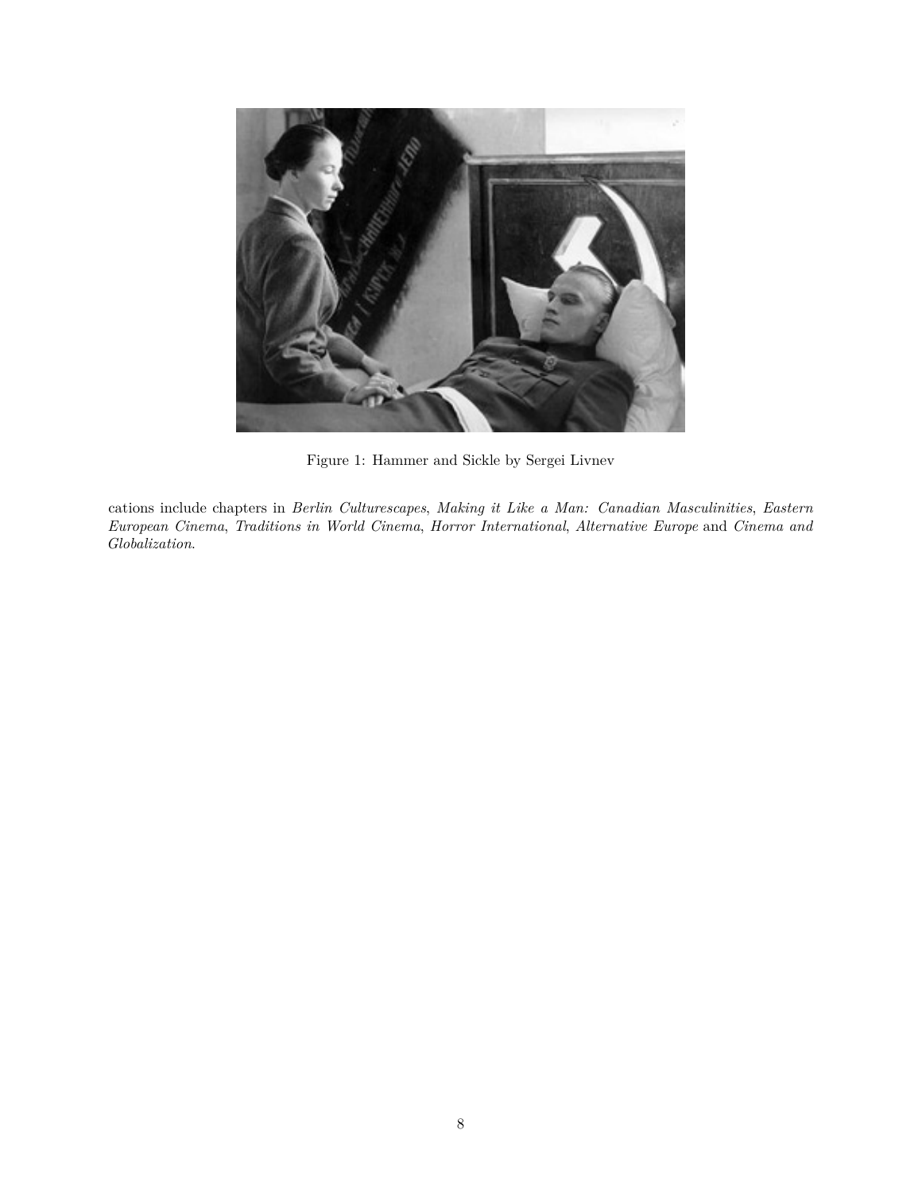Figure 1: Hammer and Sickle by Sergei Livnev

cations include chapters in *Berlin Culturescapes*, *Making it Like a Man: Canadian Masculinities*, *Eastern European Cinema*, *Traditions in World Cinema*, *Horror International*, *Alternative Europe* and *Cinema and Globalization*.